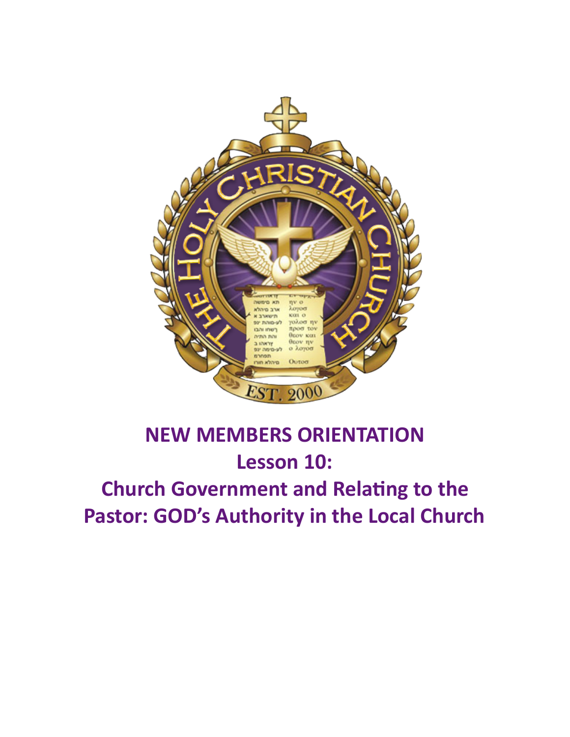# NEW MEMBERS ORIENTATION

## Lesson 10:

## Church Government and Relating to the Pastor: GOD's Authority in the Local Church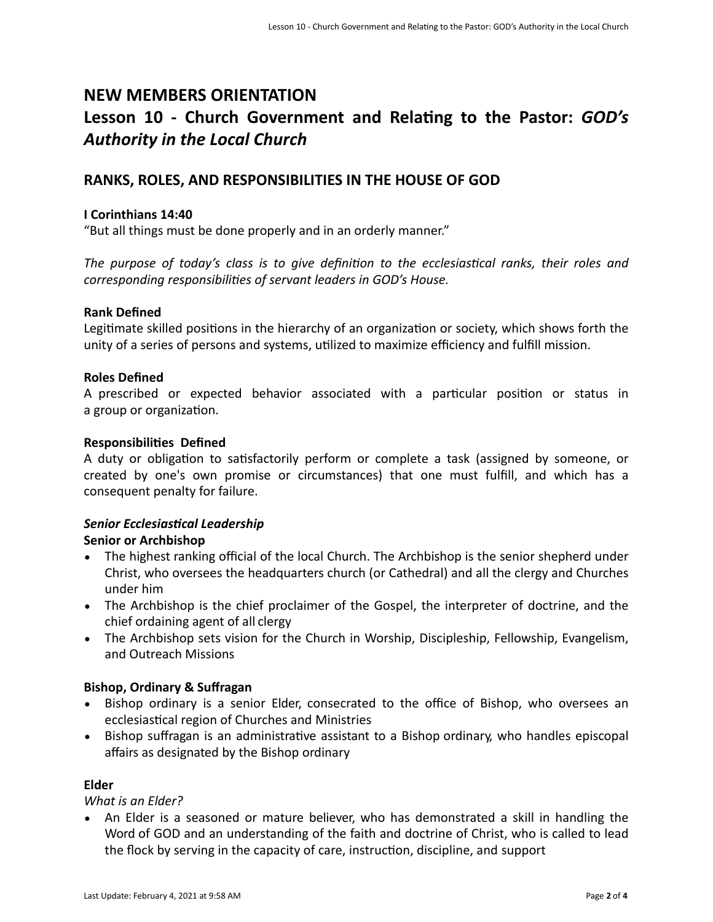# NEW MEMBERS ORIENTATION

# Lesson 10 - Church Government and Relating to the Pastor: *GOD's Authority in the Local Church*

## RANKS, ROLES, AND RESPONSIBILITIES IN THE HOUSE OF GOD

**I Corinthians 14:40**
"But all things must be done properly and in an orderly manner."

*The purpose of today's class is to give definition to the ecclesiastical ranks, their roles and corresponding responsibilities of servant leaders in GOD's House.*

**Rank Defined**
Legitimate skilled positions in the hierarchy of an organization or society, which shows forth the unity of a series of persons and systems, utilized to maximize efficiency and fulfill mission.

**Roles Defined**
A prescribed or expected behavior associated with a particular position or status in a group or organization.

**Responsibilities Defined**
A duty or obligation to satisfactorily perform or complete a task (assigned by someone, or created by one's own promise or circumstances) that one must fulfill, and which has a consequent penalty for failure.

***Senior Ecclesiastical Leadership***
**Senior or Archbishop**

- The highest ranking official of the local Church. The Archbishop is the senior shepherd under Christ, who oversees the headquarters church (or Cathedral) and all the clergy and Churches under him
- The Archbishop is the chief proclaimer of the Gospel, the interpreter of doctrine, and the chief ordaining agent of all clergy
- The Archbishop sets vision for the Church in Worship, Discipleship, Fellowship, Evangelism, and Outreach Missions

**Bishop, Ordinary & Suffragan**

- Bishop ordinary is a senior Elder, consecrated to the office of Bishop, who oversees an ecclesiastical region of Churches and Ministries
- Bishop suffragan is an administrative assistant to a Bishop ordinary, who handles episcopal affairs as designated by the Bishop ordinary

**Elder**
*What is an Elder?*

- An Elder is a seasoned or mature believer, who has demonstrated a skill in handling the Word of GOD and an understanding of the faith and doctrine of Christ, who is called to lead the flock by serving in the capacity of care, instruction, discipline, and support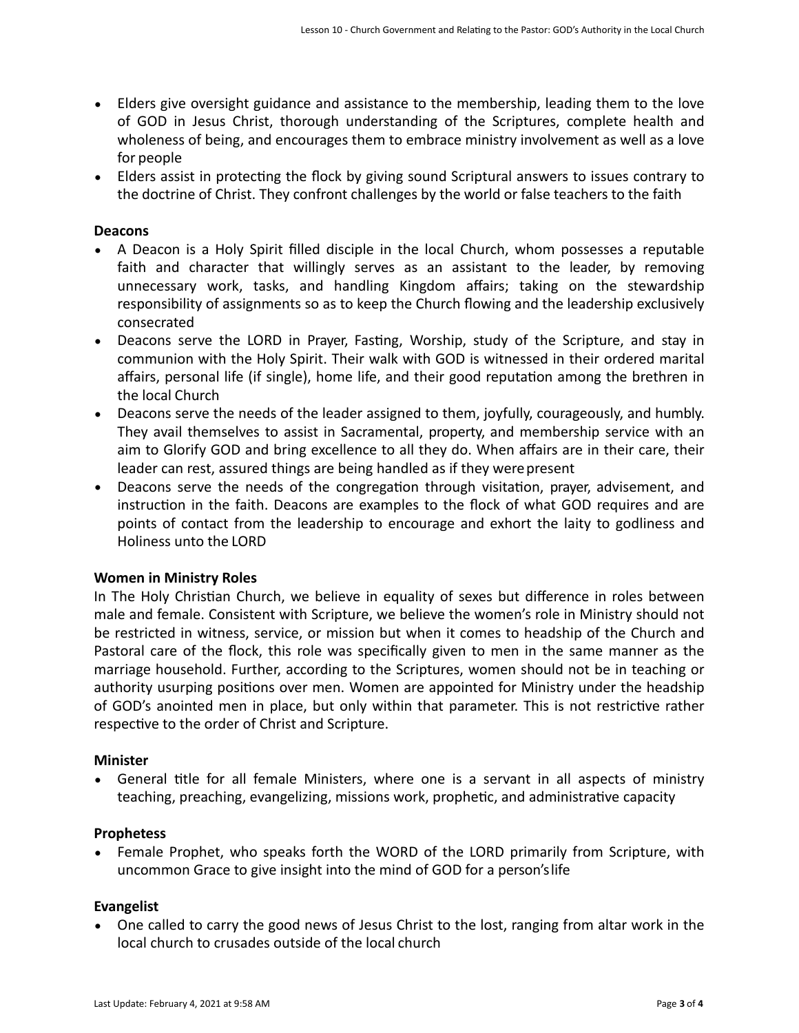- Elders give oversight guidance and assistance to the membership, leading them to the love of GOD in Jesus Christ, thorough understanding of the Scriptures, complete health and wholeness of being, and encourages them to embrace ministry involvement as well as a love for people
- Elders assist in protecting the flock by giving sound Scriptural answers to issues contrary to the doctrine of Christ. They confront challenges by the world or false teachers to the faith

**Deacons**

- A Deacon is a Holy Spirit filled disciple in the local Church, whom possesses a reputable faith and character that willingly serves as an assistant to the leader, by removing unnecessary work, tasks, and handling Kingdom affairs; taking on the stewardship responsibility of assignments so as to keep the Church flowing and the leadership exclusively consecrated
- Deacons serve the LORD in Prayer, Fasting, Worship, study of the Scripture, and stay in communion with the Holy Spirit. Their walk with GOD is witnessed in their ordered marital affairs, personal life (if single), home life, and their good reputation among the brethren in the local Church
- Deacons serve the needs of the leader assigned to them, joyfully, courageously, and humbly. They avail themselves to assist in Sacramental, property, and membership service with an aim to Glorify GOD and bring excellence to all they do. When affairs are in their care, their leader can rest, assured things are being handled as if they were present
- Deacons serve the needs of the congregation through visitation, prayer, advisement, and instruction in the faith. Deacons are examples to the flock of what GOD requires and are points of contact from the leadership to encourage and exhort the laity to godliness and Holiness unto the LORD

**Women in Ministry Roles**

In The Holy Christian Church, we believe in equality of sexes but difference in roles between male and female. Consistent with Scripture, we believe the women's role in Ministry should not be restricted in witness, service, or mission but when it comes to headship of the Church and Pastoral care of the flock, this role was specifically given to men in the same manner as the marriage household. Further, according to the Scriptures, women should not be in teaching or authority usurping positions over men. Women are appointed for Ministry under the headship of GOD's anointed men in place, but only within that parameter. This is not restrictive rather respective to the order of Christ and Scripture.

**Minister**

- General title for all female Ministers, where one is a servant in all aspects of ministry teaching, preaching, evangelizing, missions work, prophetic, and administrative capacity

**Prophetess**

- Female Prophet, who speaks forth the WORD of the LORD primarily from Scripture, with uncommon Grace to give insight into the mind of GOD for a person's life

**Evangelist**

- One called to carry the good news of Jesus Christ to the lost, ranging from altar work in the local church to crusades outside of the local church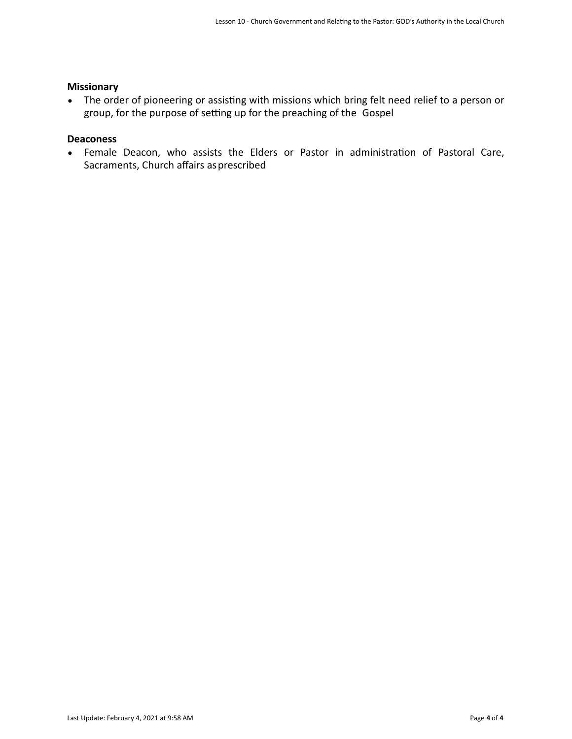**Missionary**

- The order of pioneering or assisting with missions which bring felt need relief to a person or group, for the purpose of setting up for the preaching of the Gospel

**Deaconess**

- Female Deacon, who assists the Elders or Pastor in administration of Pastoral Care, Sacraments, Church affairs as prescribed